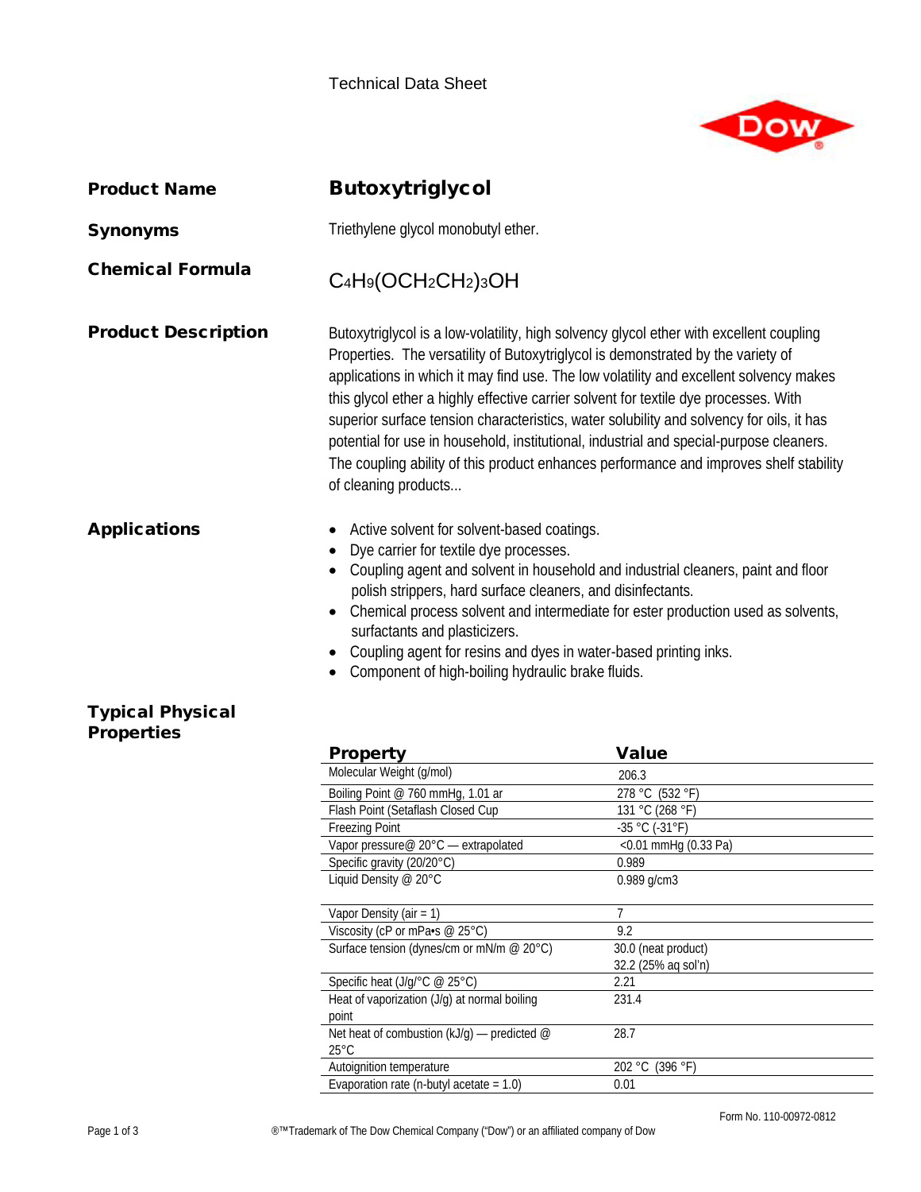Technical Data Sheet

**Product Name** | **Butoxytriglycol**

**Synonyms**

Triethylene glycol monobutyl ether.

**Chemical Formula**

$C_4H_9(OCH_2CH_2)_3OH$

## Product Description

Butoxytriglycol is a low-volatility, high solvency glycol ether with excellent coupling Properties. The versatility of Butoxytriglycol is demonstrated by the variety of applications in which it may find use. The low volatility and excellent solvency makes this glycol ether a highly effective carrier solvent for textile dye processes. With superior surface tension characteristics, water solubility and solvency for oils, it has potential for use in household, institutional, industrial and special-purpose cleaners. The coupling ability of this product enhances performance and improves shelf stability of cleaning products...

## Applications

- Active solvent for solvent-based coatings.
- Dye carrier for textile dye processes.
- Coupling agent and solvent in household and industrial cleaners, paint and floor polish strippers, hard surface cleaners, and disinfectants.
- Chemical process solvent and intermediate for ester production used as solvents, surfactants and plasticizers.
- Coupling agent for resins and dyes in water-based printing inks.
- Component of high-boiling hydraulic brake fluids.

## Typical Physical Properties

| Property | Value |
|---|---|
| Molecular Weight (g/mol) | 206.3 |
| Boiling Point @ 760 mmHg, 1.01 ar | 278 °C (532 °F) |
| Flash Point (Setaflash Closed Cup | 131 °C (268 °F) |
| Freezing Point | -35 °C (-31°F) |
| Vapor pressure@ 20°C — extrapolated | <0.01 mmHg (0.33 Pa) |
| Specific gravity (20/20°C) | 0.989 |
| Liquid Density @ 20°C | 0.989 g/cm3 |
| Vapor Density (air = 1) | 7 |
| Viscosity (cP or mPa•s @ 25°C) | 9.2 |
| Surface tension (dynes/cm or mN/m @ 20°C) | 30.0 (neat product)<br>32.2 (25% aq sol'n) |
| Specific heat (J/g/°C @ 25°C) | 2.21 |
| Heat of vaporization (J/g) at normal boiling point | 231.4 |
| Net heat of combustion (kJ/g) — predicted @ 25°C | 28.7 |
| Autoignition temperature | 202 °C (396 °F) |
| Evaporation rate (n-butyl acetate = 1.0) | 0.01 |

Form No. 110-00972-0812

®™Trademark of The Dow Chemical Company ("Dow") or an affiliated company of Dow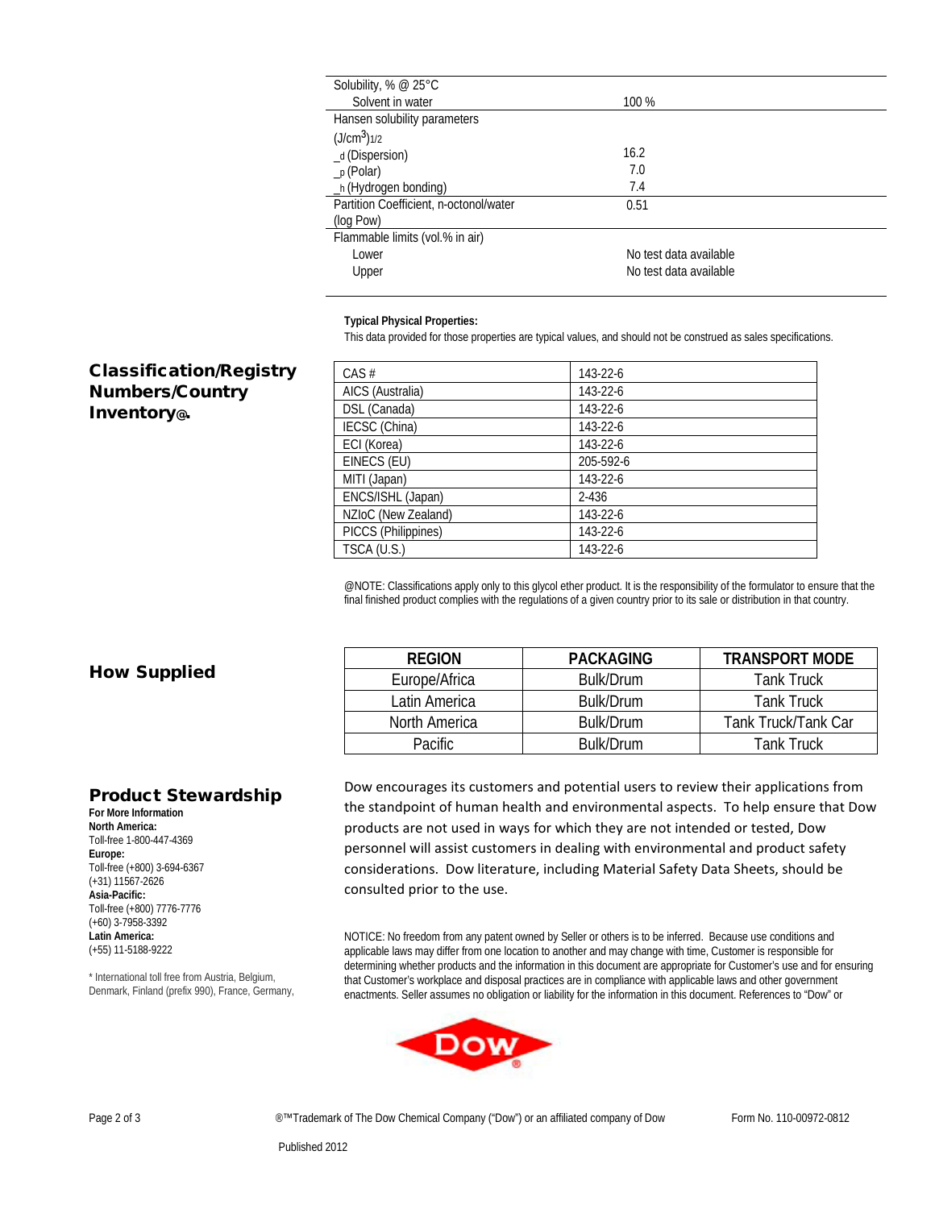| | |
|---|---|
| Solubility, % @ 25°C | |
| Solvent in water | 100 % |
| Hansen solubility parameters | |
| $(J/cm^3)_{1/2}$ | |
| $\__d$ (Dispersion) | 16.2 |
| $\__p$ (Polar) | 7.0 |
| $\__h$ (Hydrogen bonding) | 7.4 |
| Partition Coefficient, n-octonol/water (log Pow) | 0.51 |
| Flammable limits (vol.% in air) | |
| Lower | No test data available |
| Upper | No test data available |

**Typical Physical Properties:**
This data provided for those properties are typical values, and should not be construed as sales specifications.

## Classification/Registry Numbers/Country Inventory@.

| CAS # | 143-22-6 |
|---|---|
| AICS (Australia) | 143-22-6 |
| DSL (Canada) | 143-22-6 |
| IECSC (China) | 143-22-6 |
| ECI (Korea) | 143-22-6 |
| EINECS (EU) | 205-592-6 |
| MITI (Japan) | 143-22-6 |
| ENCS/ISHL (Japan) | 2-436 |
| NZIoC (New Zealand) | 143-22-6 |
| PICCS (Philippines) | 143-22-6 |
| TSCA (U.S.) | 143-22-6 |

@NOTE: Classifications apply only to this glycol ether product. It is the responsibility of the formulator to ensure that the final finished product complies with the regulations of a given country prior to its sale or distribution in that country.

## How Supplied

| REGION | PACKAGING | TRANSPORT MODE |
|---|---|---|
| Europe/Africa | Bulk/Drum | Tank Truck |
| Latin America | Bulk/Drum | Tank Truck |
| North America | Bulk/Drum | Tank Truck/Tank Car |
| Pacific | Bulk/Drum | Tank Truck |

## Product Stewardship

Dow encourages its customers and potential users to review their applications from the standpoint of human health and environmental aspects. To help ensure that Dow products are not used in ways for which they are not intended or tested, Dow personnel will assist customers in dealing with environmental and product safety considerations. Dow literature, including Material Safety Data Sheets, should be consulted prior to the use.

**For More Information**
**North America:**
Toll-free 1-800-447-4369
**Europe:**
Toll-free (+800) 3-694-6367
(+31) 11567-2626
**Asia-Pacific:**
Toll-free (+800) 7776-7776
(+60) 3-7958-3392
**Latin America:**
(+55) 11-5188-9222

* International toll free from Austria, Belgium, Denmark, Finland (prefix 990), France, Germany,

NOTICE: No freedom from any patent owned by Seller or others is to be inferred. Because use conditions and applicable laws may differ from one location to another and may change with time, Customer is responsible for determining whether products and the information in this document are appropriate for Customer's use and for ensuring that Customer's workplace and disposal practices are in compliance with applicable laws and other government enactments. Seller assumes no obligation or liability for the information in this document. References to "Dow" or

®™Trademark of The Dow Chemical Company ("Dow") or an affiliated company of Dow

Form No. 110-00972-0812

Published 2012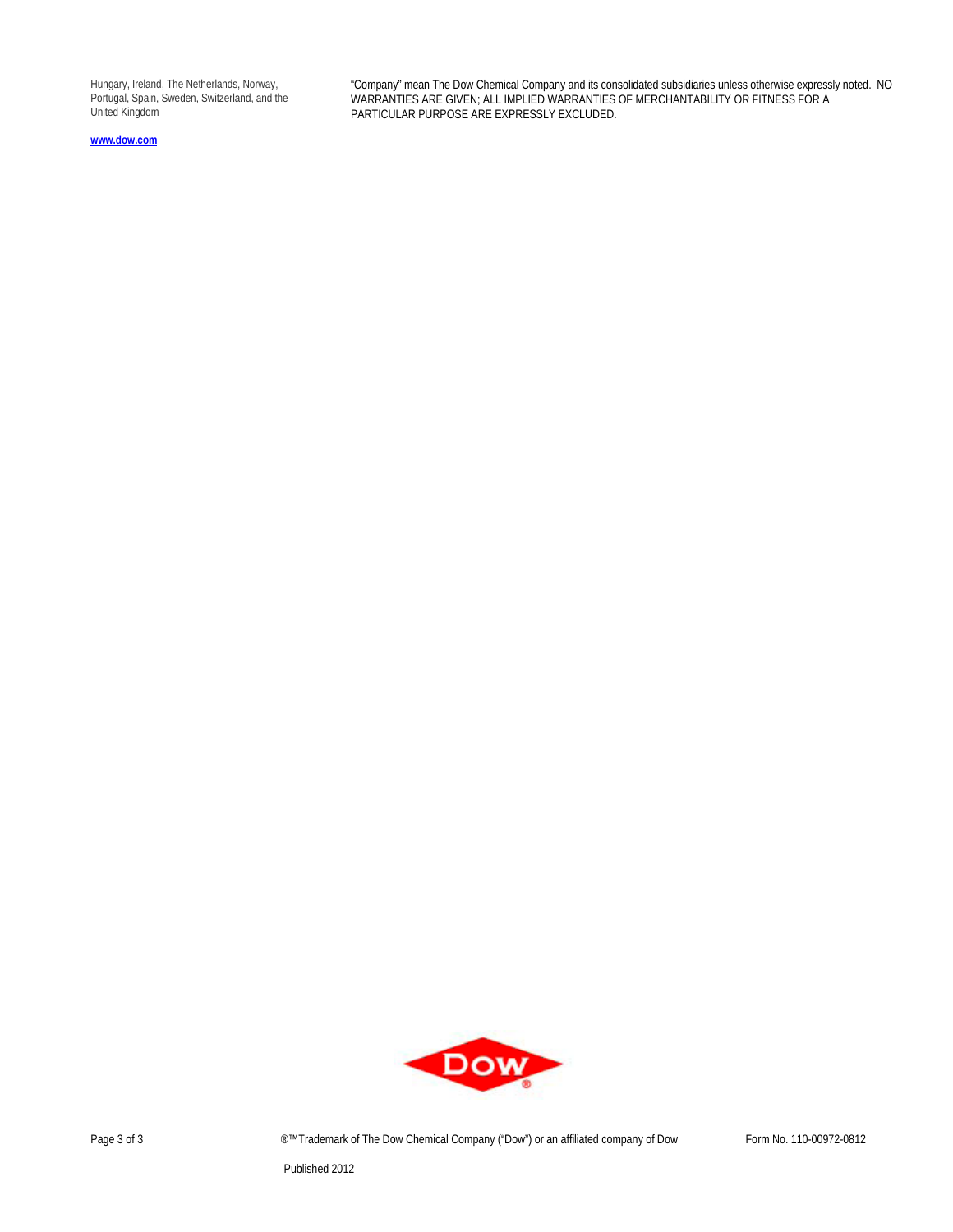Hungary, Ireland, The Netherlands, Norway, Portugal, Spain, Sweden, Switzerland, and the United Kingdom

www.dow.com

"Company" mean The Dow Chemical Company and its consolidated subsidiaries unless otherwise expressly noted. NO WARRANTIES ARE GIVEN; ALL IMPLIED WARRANTIES OF MERCHANTABILITY OR FITNESS FOR A PARTICULAR PURPOSE ARE EXPRESSLY EXCLUDED.

®™Trademark of The Dow Chemical Company ("Dow") or an affiliated company of Dow

Form No. 110-00972-0812

Published 2012